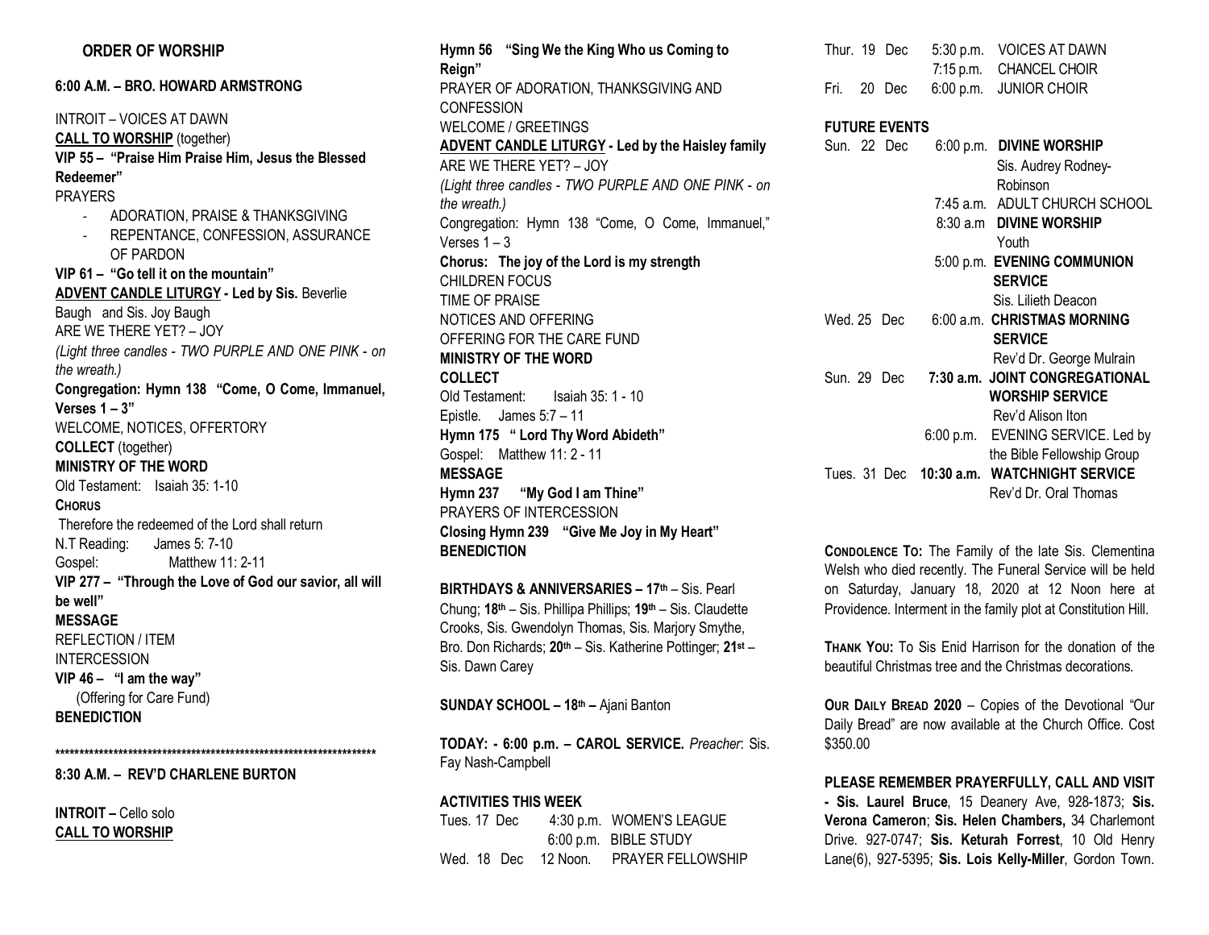## ORDER OF WORSHIP

**6:00 A.M. – BRO. HOWARD ARMSTRONG**

INTROIT – VOICES AT DAWN

**CALL TO WORSHIP** (together)

**VIP 55 – "Praise Him Praise Him, Jesus the Blessed Redeemer"**

PRAYERS

- ADORATION, PRAISE & THANKSGIVING
- REPENTANCE, CONFESSION, ASSURANCE OF PARDON

**VIP 61 – "Go tell it on the mountain"**

**ADVENT CANDLE LITURGY - Led by Sis.** Beverlie Baugh and Sis. Joy Baugh

ARE WE THERE YET? – JOY

*(Light three candles - TWO PURPLE AND ONE PINK - on the wreath.)*

**Congregation: Hymn 138 "Come, O Come, Immanuel, Verses 1 – 3"**

WELCOME, NOTICES, OFFERTORY

**COLLECT** (together)

**MINISTRY OF THE WORD**

Old Testament: Isaiah 35: 1-10

**CHORUS**

Therefore the redeemed of the Lord shall return

N.T Reading: James 5: 7-10

Gospel: Matthew 11: 2-11

**VIP 277 – "Through the Love of God our savior, all will be well"**

**MESSAGE**

REFLECTION / ITEM

INTERCESSION

**VIP 46 – "I am the way"**

(Offering for Care Fund)

**BENEDICTION**

*********************************************************************

**8:30 A.M. – REV'D CHARLENE BURTON**

**INTROIT –** Cello solo

**CALL TO WORSHIP**

**Hymn 56 "Sing We the King Who us Coming to Reign"**

PRAYER OF ADORATION, THANKSGIVING AND CONFESSION

WELCOME / GREETINGS

**ADVENT CANDLE LITURGY - Led by the Haisley family**

ARE WE THERE YET? – JOY

*(Light three candles - TWO PURPLE AND ONE PINK - on the wreath.)*

Congregation: Hymn 138 "Come, O Come, Immanuel," Verses 1 – 3

**Chorus: The joy of the Lord is my strength**

CHILDREN FOCUS

TIME OF PRAISE

NOTICES AND OFFERING

OFFERING FOR THE CARE FUND

**MINISTRY OF THE WORD**

**COLLECT**

Old Testament: Isaiah 35: 1 - 10

Epistle. James 5:7 – 11

**Hymn 175 " Lord Thy Word Abideth"**

Gospel: Matthew 11: 2 - 11

**MESSAGE**

**Hymn 237 "My God I am Thine"**

PRAYERS OF INTERCESSION

**Closing Hymn 239 "Give Me Joy in My Heart"**

**BENEDICTION**

**BIRTHDAYS & ANNIVERSARIES – 17th** – Sis. Pearl Chung; **18th** – Sis. Phillipa Phillips; **19th** – Sis. Claudette Crooks, Sis. Gwendolyn Thomas, Sis. Marjory Smythe, Bro. Don Richards; **20th** – Sis. Katherine Pottinger; **21st** – Sis. Dawn Carey

**SUNDAY SCHOOL – 18th –** Ajani Banton

**TODAY: - 6:00 p.m. – CAROL SERVICE.** *Preacher*: Sis. Fay Nash-Campbell

**ACTIVITIES THIS WEEK**

| | | |
|---|---|---|
| Tues. 17 Dec | 4:30 p.m. | WOMEN'S LEAGUE |
| | 6:00 p.m. | BIBLE STUDY |
| Wed. 18 Dec | 12 Noon. | PRAYER FELLOWSHIP |
| Thur. 19 Dec | 5:30 p.m. | VOICES AT DAWN |
| | 7:15 p.m. | CHANCEL CHOIR |
| Fri. 20 Dec | 6:00 p.m. | JUNIOR CHOIR |

**FUTURE EVENTS**

| | | |
|---|---|---|
| Sun. 22 Dec | 6:00 p.m. | **DIVINE WORSHIP** Sis. Audrey Rodney-Robinson |
| | 7:45 a.m. | ADULT CHURCH SCHOOL |
| | 8:30 a.m | **DIVINE WORSHIP** Youth |
| | 5:00 p.m. | **EVENING COMMUNION SERVICE** Sis. Lilieth Deacon |
| Wed. 25 Dec | 6:00 a.m. | **CHRISTMAS MORNING SERVICE** Rev'd Dr. George Mulrain |
| **Sun. 29 Dec** | **7:30 a.m.** | **JOINT CONGREGATIONAL WORSHIP SERVICE** Rev'd Alison Iton |
| | 6:00 p.m. | EVENING SERVICE. Led by the Bible Fellowship Group |
| Tues. 31 Dec | **10:30 a.m.** | **WATCHNIGHT SERVICE** Rev'd Dr. Oral Thomas |

**CONDOLENCE TO:** The Family of the late Sis. Clementina Welsh who died recently. The Funeral Service will be held on Saturday, January 18, 2020 at 12 Noon here at Providence. Interment in the family plot at Constitution Hill.

**THANK YOU:** To Sis Enid Harrison for the donation of the beautiful Christmas tree and the Christmas decorations.

**OUR DAILY BREAD 2020** – Copies of the Devotional "Our Daily Bread" are now available at the Church Office. Cost $350.00

**PLEASE REMEMBER PRAYERFULLY, CALL AND VISIT - Sis. Laurel Bruce**, 15 Deanery Ave, 928-1873; **Sis. Verona Cameron**; **Sis. Helen Chambers,** 34 Charlemont Drive. 927-0747; **Sis. Keturah Forrest**, 10 Old Henry Lane(6), 927-5395; **Sis. Lois Kelly-Miller**, Gordon Town.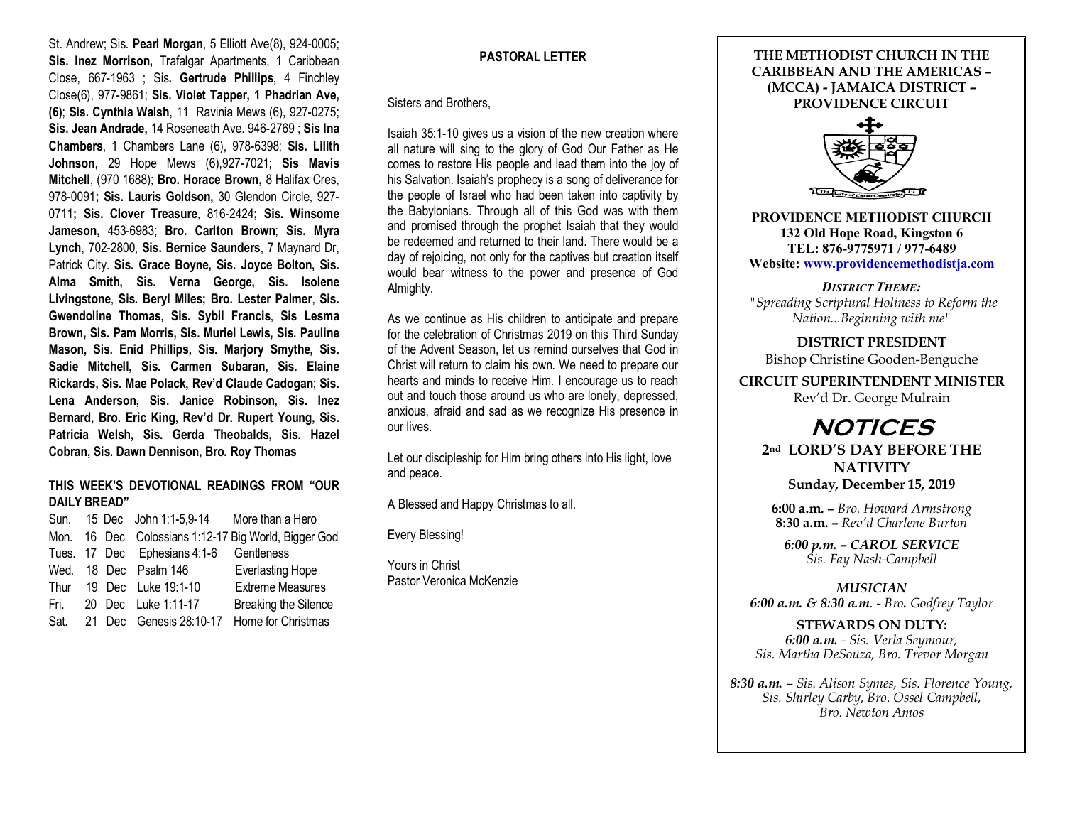St. Andrew; Sis. **Pearl Morgan**, 5 Elliott Ave(8), 924-0005; **Sis. Inez Morrison,** Trafalgar Apartments, 1 Caribbean Close, 667-1963 ; Sis**. Gertrude Phillips**, 4 Finchley Close(6), 977-9861; **Sis. Violet Tapper, 1 Phadrian Ave, (6)**; **Sis. Cynthia Walsh**, 11 Ravinia Mews (6), 927-0275; **Sis. Jean Andrade,** 14 Roseneath Ave. 946-2769 ; **Sis Ina Chambers**, 1 Chambers Lane (6), 978-6398; **Sis. Lilith Johnson**, 29 Hope Mews (6),927-7021; **Sis Mavis Mitchell**, (970 1688); **Bro. Horace Brown,** 8 Halifax Cres, 978-0091**; Sis. Lauris Goldson,** 30 Glendon Circle, 927-0711**; Sis. Clover Treasure**, 816-2424**; Sis. Winsome Jameson,** 453-6983; **Bro. Carlton Brown**; **Sis. Myra Lynch**, 702-2800, **Sis. Bernice Saunders**, 7 Maynard Dr, Patrick City. **Sis. Grace Boyne, Sis. Joyce Bolton, Sis. Alma Smith, Sis. Verna George, Sis. Isolene Livingstone**, **Sis. Beryl Miles; Bro. Lester Palmer**, **Sis. Gwendoline Thomas**, **Sis. Sybil Francis**, **Sis Lesma Brown, Sis. Pam Morris, Sis. Muriel Lewis, Sis. Pauline Mason, Sis. Enid Phillips, Sis. Marjory Smythe, Sis. Sadie Mitchell, Sis. Carmen Subaran, Sis. Elaine Rickards, Sis. Mae Polack, Rev'd Claude Cadogan**; **Sis. Lena Anderson, Sis. Janice Robinson, Sis. Inez Bernard, Bro. Eric King, Rev'd Dr. Rupert Young, Sis. Patricia Welsh, Sis. Gerda Theobalds, Sis. Hazel Cobran, Sis. Dawn Dennison, Bro. Roy Thomas**

**THIS WEEK'S DEVOTIONAL READINGS FROM "OUR DAILY BREAD"**

| | | | | |
|---|---|---|---|---|
| Sun. | 15 Dec | John 1:1-5,9-14 | More than a Hero |
| Mon. | 16 Dec | Colossians 1:12-17 | Big World, Bigger God |
| Tues. | 17 Dec | Ephesians 4:1-6 | Gentleness |
| Wed. | 18 Dec | Psalm 146 | Everlasting Hope |
| Thur | 19 Dec | Luke 19:1-10 | Extreme Measures |
| Fri. | 20 Dec | Luke 1:11-17 | Breaking the Silence |
| Sat. | 21 Dec | Genesis 28:10-17 | Home for Christmas |

## PASTORAL LETTER

Sisters and Brothers,

Isaiah 35:1-10 gives us a vision of the new creation where all nature will sing to the glory of God Our Father as He comes to restore His people and lead them into the joy of his Salvation. Isaiah's prophecy is a song of deliverance for the people of Israel who had been taken into captivity by the Babylonians. Through all of this God was with them and promised through the prophet Isaiah that they would be redeemed and returned to their land. There would be a day of rejoicing, not only for the captives but creation itself would bear witness to the power and presence of God Almighty.

As we continue as His children to anticipate and prepare for the celebration of Christmas 2019 on this Third Sunday of the Advent Season, let us remind ourselves that God in Christ will return to claim his own. We need to prepare our hearts and minds to receive Him. I encourage us to reach out and touch those around us who are lonely, depressed, anxious, afraid and sad as we recognize His presence in our lives.

Let our discipleship for Him bring others into His light, love and peace.

A Blessed and Happy Christmas to all.

Every Blessing!

Yours in Christ
Pastor Veronica McKenzie

**THE METHODIST CHURCH IN THE CARIBBEAN AND THE AMERICAS – (MCCA) - JAMAICA DISTRICT – PROVIDENCE CIRCUIT**

**PROVIDENCE METHODIST CHURCH**
**132 Old Hope Road, Kingston 6**
**TEL: 876-9775971 / 977-6489**
**Website: www.providencemethodistja.com**

***DISTRICT THEME:***
*"Spreading Scriptural Holiness to Reform the Nation...Beginning with me"*

**DISTRICT PRESIDENT**
Bishop Christine Gooden-Benguche

**CIRCUIT SUPERINTENDENT MINISTER**
Rev'd Dr. George Mulrain

# NOTICES

**2nd LORD'S DAY BEFORE THE NATIVITY**
**Sunday, December 15, 2019**

**6:00 a.m. –** *Bro. Howard Armstrong*
**8:30 a.m. –** *Rev'd Charlene Burton*

*6:00 p.m. – CAROL SERVICE*
*Sis. Fay Nash-Campbell*

***MUSICIAN***
***6:00 a.m. & 8:30 a.m**. - Bro. Godfrey Taylor*

**STEWARDS ON DUTY:**
***6:00 a.m.** - Sis. Verla Seymour, Sis. Martha DeSouza, Bro. Trevor Morgan*

***8:30 a.m.** – Sis. Alison Symes, Sis. Florence Young, Sis. Shirley Carby, Bro. Ossel Campbell, Bro. Newton Amos*